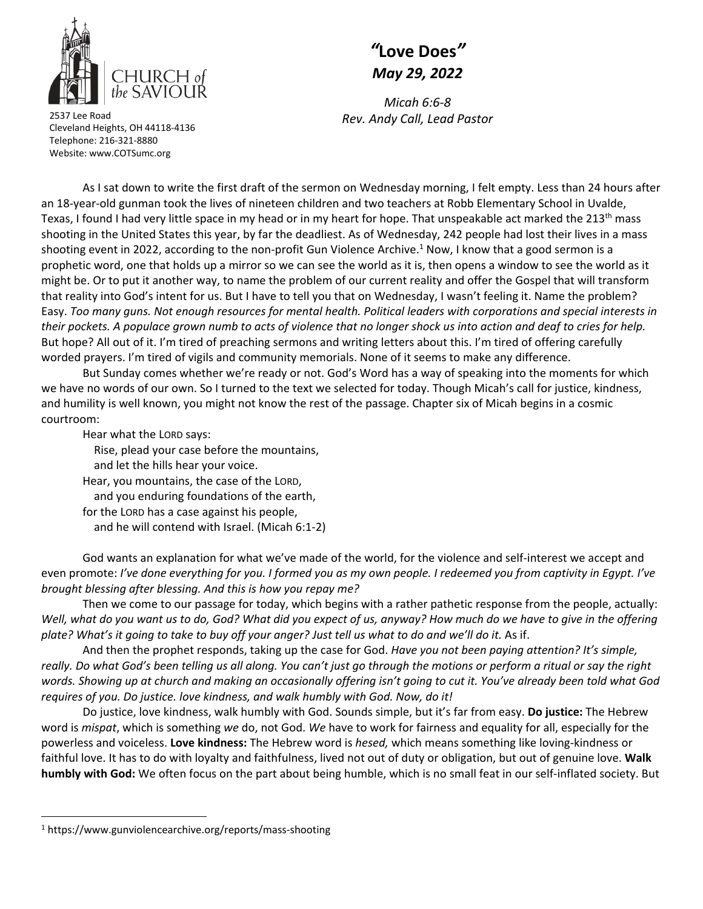CHURCH *of* the SAVIOUR

2537 Lee Road
Cleveland Heights, OH 44118-4136
Telephone: 216-321-8880
Website: www.COTSumc.org

# "Love Does"

## *May 29, 2022*

*Micah 6:6-8*
*Rev. Andy Call, Lead Pastor*

As I sat down to write the first draft of the sermon on Wednesday morning, I felt empty. Less than 24 hours after an 18-year-old gunman took the lives of nineteen children and two teachers at Robb Elementary School in Uvalde, Texas, I found I had very little space in my head or in my heart for hope. That unspeakable act marked the 213th mass shooting in the United States this year, by far the deadliest. As of Wednesday, 242 people had lost their lives in a mass shooting event in 2022, according to the non-profit Gun Violence Archive.[1] Now, I know that a good sermon is a prophetic word, one that holds up a mirror so we can see the world as it is, then opens a window to see the world as it might be. Or to put it another way, to name the problem of our current reality and offer the Gospel that will transform that reality into God's intent for us. But I have to tell you that on Wednesday, I wasn't feeling it. Name the problem? Easy. *Too many guns. Not enough resources for mental health. Political leaders with corporations and special interests in their pockets. A populace grown numb to acts of violence that no longer shock us into action and deaf to cries for help.* But hope? All out of it. I'm tired of preaching sermons and writing letters about this. I'm tired of offering carefully worded prayers. I'm tired of vigils and community memorials. None of it seems to make any difference.

But Sunday comes whether we're ready or not. God's Word has a way of speaking into the moments for which we have no words of our own. So I turned to the text we selected for today. Though Micah's call for justice, kindness, and humility is well known, you might not know the rest of the passage. Chapter six of Micah begins in a cosmic courtroom:

> Hear what the LORD says:
> Rise, plead your case before the mountains,
> and let the hills hear your voice.
> Hear, you mountains, the case of the LORD,
> and you enduring foundations of the earth,
> for the LORD has a case against his people,
> and he will contend with Israel. (Micah 6:1-2)

God wants an explanation for what we've made of the world, for the violence and self-interest we accept and even promote: *I've done everything for you. I formed you as my own people. I redeemed you from captivity in Egypt. I've brought blessing after blessing. And this is how you repay me?*

Then we come to our passage for today, which begins with a rather pathetic response from the people, actually: *Well, what do you want us to do, God? What did you expect of us, anyway? How much do we have to give in the offering plate? What's it going to take to buy off your anger? Just tell us what to do and we'll do it.* As if.

And then the prophet responds, taking up the case for God. *Have you not been paying attention? It's simple, really. Do what God's been telling us all along. You can't just go through the motions or perform a ritual or say the right words. Showing up at church and making an occasionally offering isn't going to cut it. You've already been told what God requires of you. Do justice. love kindness, and walk humbly with God. Now, do it!*

Do justice, love kindness, walk humbly with God. Sounds simple, but it's far from easy. **Do justice:** The Hebrew word is *mispat*, which is something *we* do, not God. *We* have to work for fairness and equality for all, especially for the powerless and voiceless. **Love kindness:** The Hebrew word is *hesed,* which means something like loving-kindness or faithful love. It has to do with loyalty and faithfulness, lived not out of duty or obligation, but out of genuine love. **Walk humbly with God:** We often focus on the part about being humble, which is no small feat in our self-inflated society. But

---

[1] https://www.gunviolencearchive.org/reports/mass-shooting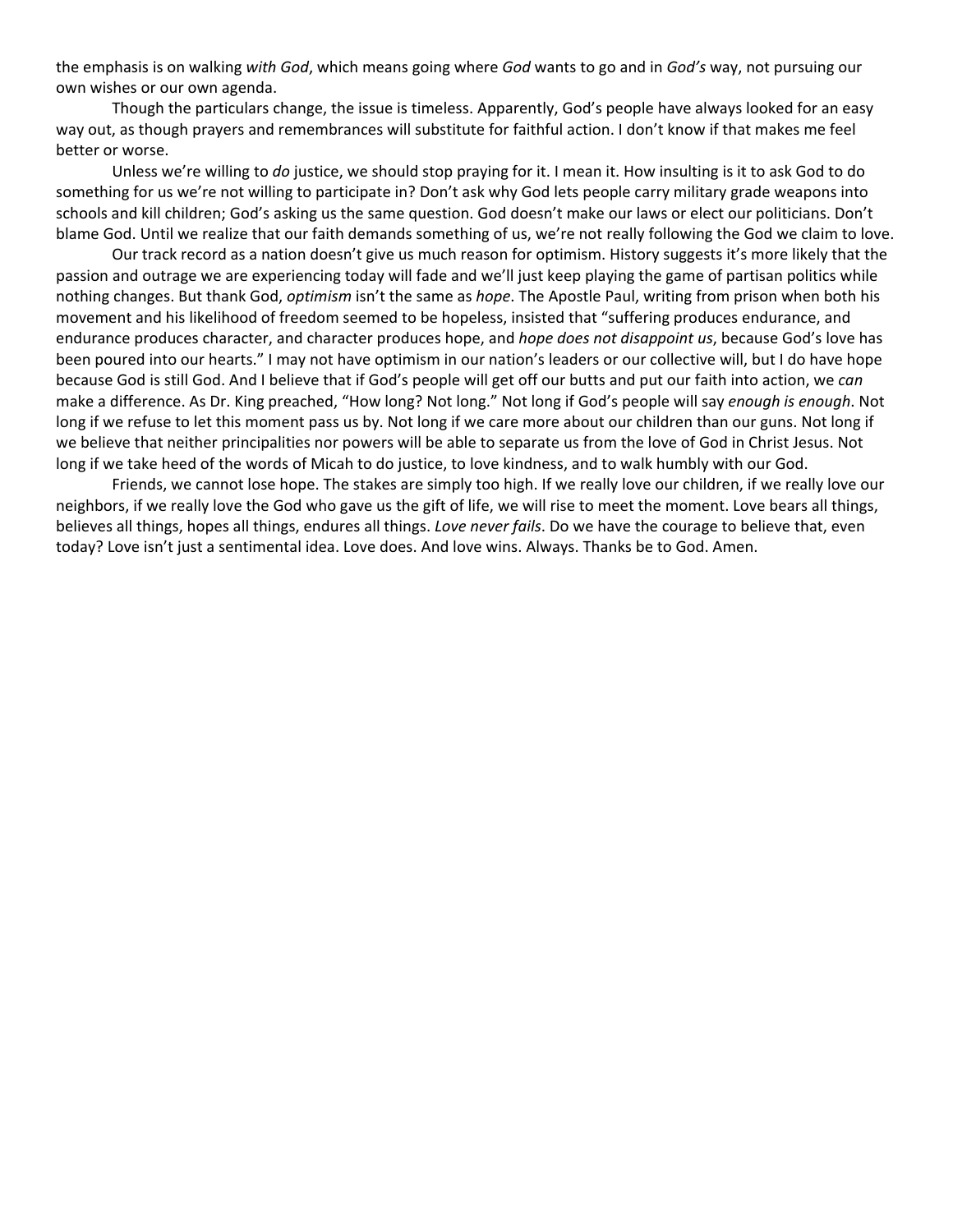the emphasis is on walking *with God*, which means going where *God* wants to go and in *God's* way, not pursuing our own wishes or our own agenda.

Though the particulars change, the issue is timeless. Apparently, God's people have always looked for an easy way out, as though prayers and remembrances will substitute for faithful action. I don't know if that makes me feel better or worse.

Unless we're willing to *do* justice, we should stop praying for it. I mean it. How insulting is it to ask God to do something for us we're not willing to participate in? Don't ask why God lets people carry military grade weapons into schools and kill children; God's asking us the same question. God doesn't make our laws or elect our politicians. Don't blame God. Until we realize that our faith demands something of us, we're not really following the God we claim to love.

Our track record as a nation doesn't give us much reason for optimism. History suggests it's more likely that the passion and outrage we are experiencing today will fade and we'll just keep playing the game of partisan politics while nothing changes. But thank God, *optimism* isn't the same as *hope*. The Apostle Paul, writing from prison when both his movement and his likelihood of freedom seemed to be hopeless, insisted that "suffering produces endurance, and endurance produces character, and character produces hope, and *hope does not disappoint us*, because God's love has been poured into our hearts." I may not have optimism in our nation's leaders or our collective will, but I do have hope because God is still God. And I believe that if God's people will get off our butts and put our faith into action, we *can* make a difference. As Dr. King preached, "How long? Not long." Not long if God's people will say *enough is enough*. Not long if we refuse to let this moment pass us by. Not long if we care more about our children than our guns. Not long if we believe that neither principalities nor powers will be able to separate us from the love of God in Christ Jesus. Not long if we take heed of the words of Micah to do justice, to love kindness, and to walk humbly with our God.

Friends, we cannot lose hope. The stakes are simply too high. If we really love our children, if we really love our neighbors, if we really love the God who gave us the gift of life, we will rise to meet the moment. Love bears all things, believes all things, hopes all things, endures all things. *Love never fails*. Do we have the courage to believe that, even today? Love isn't just a sentimental idea. Love does. And love wins. Always. Thanks be to God. Amen.